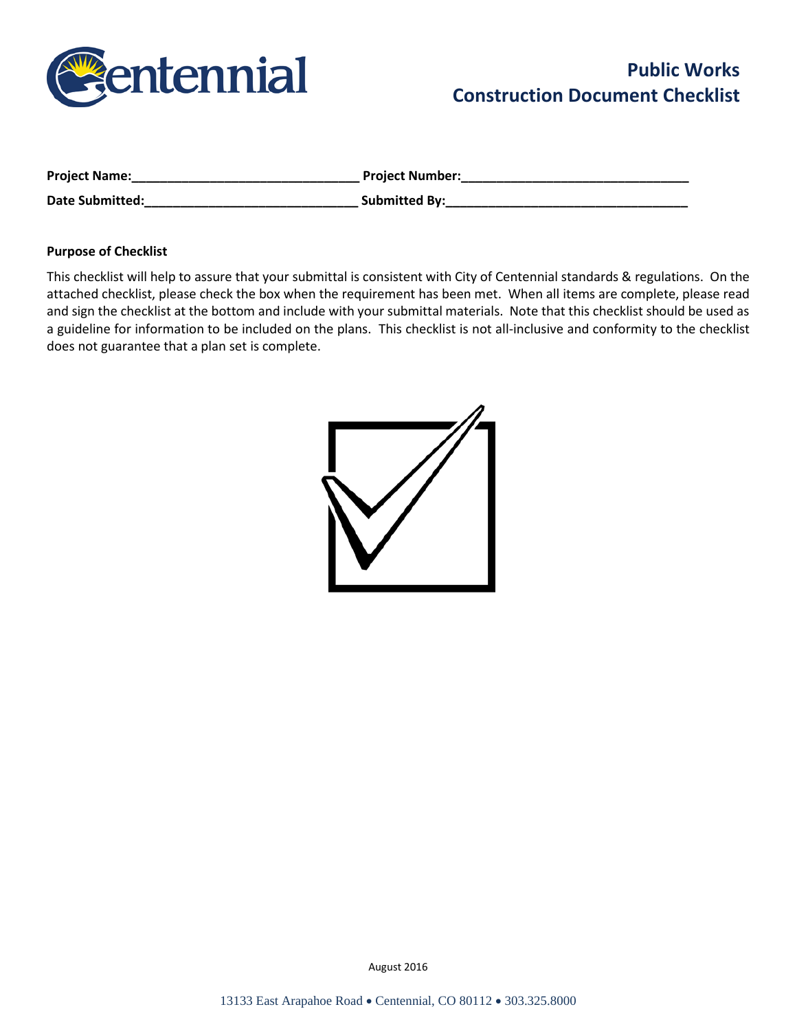# Public Works
# Construction Document Checklist

**Project Name:**_______________________________ **Project Number:**_______________________________

**Date Submitted:**_____________________________ **Submitted By:**_________________________________

**Purpose of Checklist**

This checklist will help to assure that your submittal is consistent with City of Centennial standards & regulations. On the attached checklist, please check the box when the requirement has been met. When all items are complete, please read and sign the checklist at the bottom and include with your submittal materials. Note that this checklist should be used as a guideline for information to be included on the plans. This checklist is not all-inclusive and conformity to the checklist does not guarantee that a plan set is complete.

August 2016

13133 East Arapahoe Road • Centennial, CO 80112 • 303.325.8000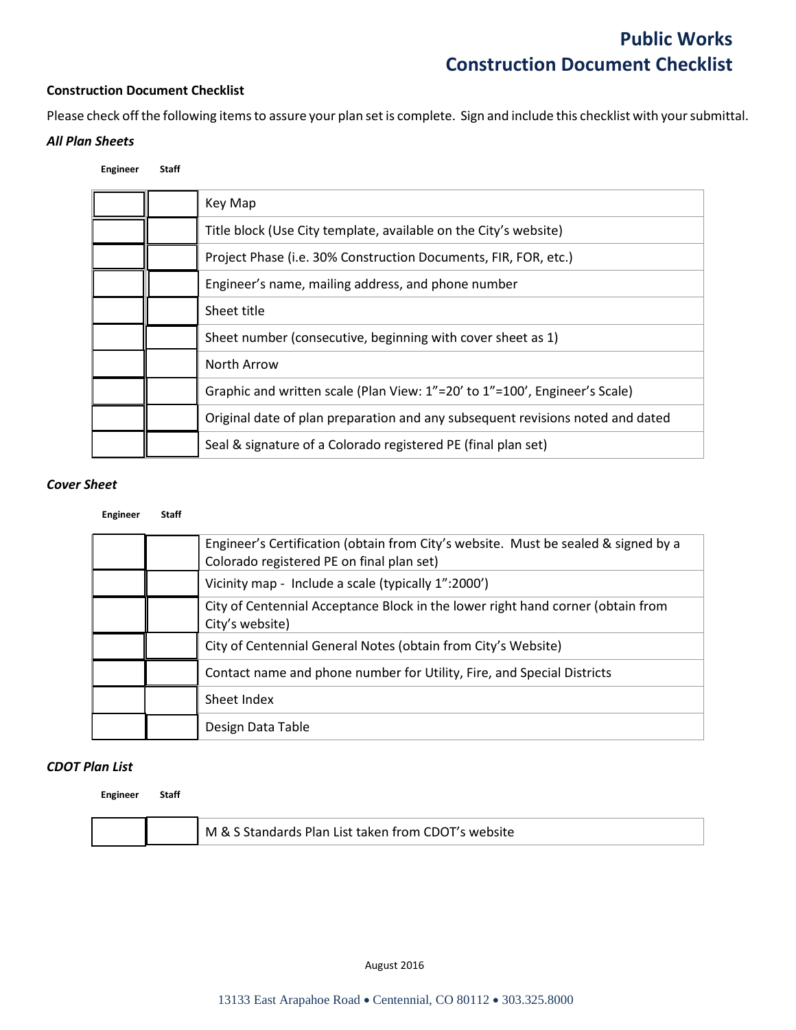# Public Works
# Construction Document Checklist

**Construction Document Checklist**

Please check off the following items to assure your plan set is complete. Sign and include this checklist with your submittal.

***All Plan Sheets***

| Engineer | Staff | |
|---|---|---|
| | | Key Map |
| | | Title block (Use City template, available on the City's website) |
| | | Project Phase (i.e. 30% Construction Documents, FIR, FOR, etc.) |
| | | Engineer's name, mailing address, and phone number |
| | | Sheet title |
| | | Sheet number (consecutive, beginning with cover sheet as 1) |
| | | North Arrow |
| | | Graphic and written scale (Plan View: 1"=20' to 1"=100', Engineer's Scale) |
| | | Original date of plan preparation and any subsequent revisions noted and dated |
| | | Seal & signature of a Colorado registered PE (final plan set) |

***Cover Sheet***

| Engineer | Staff | |
|---|---|---|
| | | Engineer's Certification (obtain from City's website. Must be sealed & signed by a Colorado registered PE on final plan set) |
| | | Vicinity map - Include a scale (typically 1":2000') |
| | | City of Centennial Acceptance Block in the lower right hand corner (obtain from City's website) |
| | | City of Centennial General Notes (obtain from City's Website) |
| | | Contact name and phone number for Utility, Fire, and Special Districts |
| | | Sheet Index |
| | | Design Data Table |

***CDOT Plan List***

| Engineer | Staff | |
|---|---|---|
| | | M & S Standards Plan List taken from CDOT's website |

August 2016

13133 East Arapahoe Road • Centennial, CO 80112 • 303.325.8000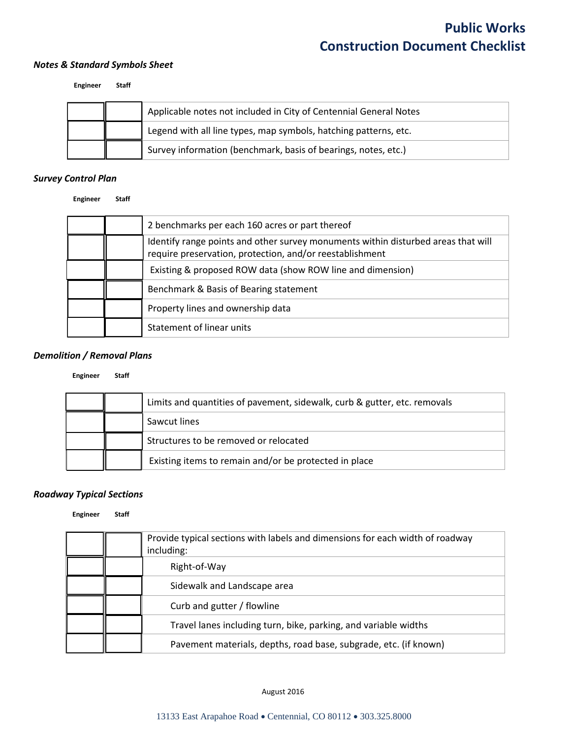# Public Works
# Construction Document Checklist

### *Notes & Standard Symbols Sheet*

| Engineer | Staff | |
|---|---|---|
| | | Applicable notes not included in City of Centennial General Notes |
| | | Legend with all line types, map symbols, hatching patterns, etc. |
| | | Survey information (benchmark, basis of bearings, notes, etc.) |

### *Survey Control Plan*

| Engineer | Staff | |
|---|---|---|
| | | 2 benchmarks per each 160 acres or part thereof |
| | | Identify range points and other survey monuments within disturbed areas that will require preservation, protection, and/or reestablishment |
| | | Existing & proposed ROW data (show ROW line and dimension) |
| | | Benchmark & Basis of Bearing statement |
| | | Property lines and ownership data |
| | | Statement of linear units |

### *Demolition / Removal Plans*

| Engineer | Staff | |
|---|---|---|
| | | Limits and quantities of pavement, sidewalk, curb & gutter, etc. removals |
| | | Sawcut lines |
| | | Structures to be removed or relocated |
| | | Existing items to remain and/or be protected in place |

### *Roadway Typical Sections*

| Engineer | Staff | |
|---|---|---|
| | | Provide typical sections with labels and dimensions for each width of roadway including: |
| | | Right-of-Way |
| | | Sidewalk and Landscape area |
| | | Curb and gutter / flowline |
| | | Travel lanes including turn, bike, parking, and variable widths |
| | | Pavement materials, depths, road base, subgrade, etc. (if known) |

August 2016

13133 East Arapahoe Road • Centennial, CO 80112 • 303.325.8000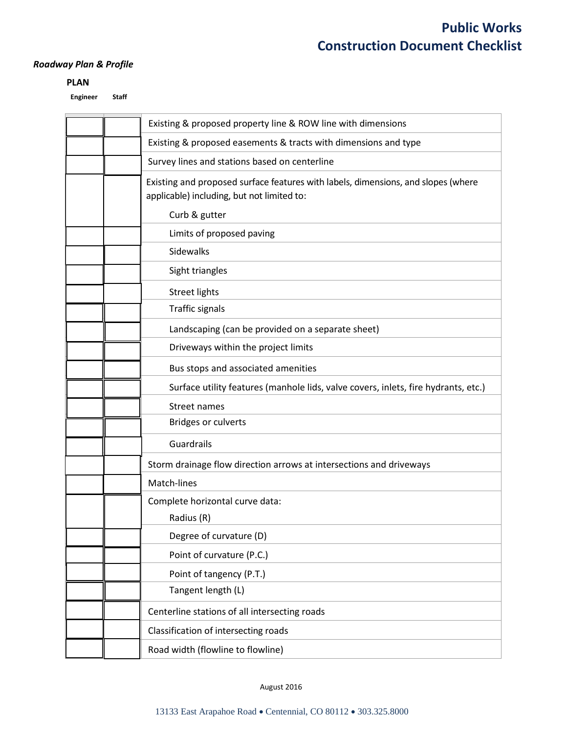# Public Works
# Construction Document Checklist

*Roadway Plan & Profile*

**PLAN**

| Engineer | Staff | |
|---|---|---|
| | | Existing & proposed property line & ROW line with dimensions |
| | | Existing & proposed easements & tracts with dimensions and type |
| | | Survey lines and stations based on centerline |
| | | Existing and proposed surface features with labels, dimensions, and slopes (where applicable) including, but not limited to: Curb & gutter |
| | | Limits of proposed paving |
| | | Sidewalks |
| | | Sight triangles |
| | | Street lights |
| | | Traffic signals |
| | | Landscaping (can be provided on a separate sheet) |
| | | Driveways within the project limits |
| | | Bus stops and associated amenities |
| | | Surface utility features (manhole lids, valve covers, inlets, fire hydrants, etc.) |
| | | Street names |
| | | Bridges or culverts |
| | | Guardrails |
| | | Storm drainage flow direction arrows at intersections and driveways |
| | | Match-lines |
| | | Complete horizontal curve data: Radius (R) |
| | | Degree of curvature (D) |
| | | Point of curvature (P.C.) |
| | | Point of tangency (P.T.) |
| | | Tangent length (L) |
| | | Centerline stations of all intersecting roads |
| | | Classification of intersecting roads |
| | | Road width (flowline to flowline) |

August 2016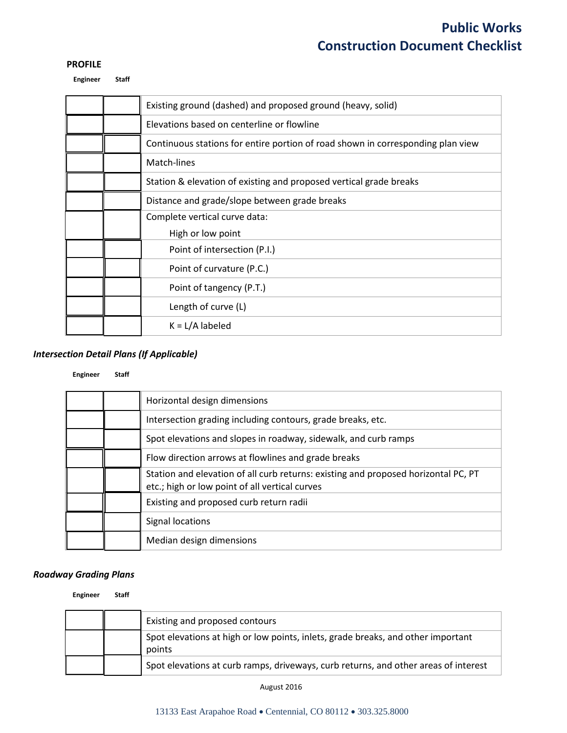# Public Works
# Construction Document Checklist

**PROFILE**

| Engineer | Staff | |
|---|---|---|
| | | Existing ground (dashed) and proposed ground (heavy, solid) |
| | | Elevations based on centerline or flowline |
| | | Continuous stations for entire portion of road shown in corresponding plan view |
| | | Match-lines |
| | | Station & elevation of existing and proposed vertical grade breaks |
| | | Distance and grade/slope between grade breaks |
| | | Complete vertical curve data: High or low point |
| | | Point of intersection (P.I.) |
| | | Point of curvature (P.C.) |
| | | Point of tangency (P.T.) |
| | | Length of curve (L) |
| | | K = L/A labeled |

***Intersection Detail Plans (If Applicable)***

| Engineer | Staff | |
|---|---|---|
| | | Horizontal design dimensions |
| | | Intersection grading including contours, grade breaks, etc. |
| | | Spot elevations and slopes in roadway, sidewalk, and curb ramps |
| | | Flow direction arrows at flowlines and grade breaks |
| | | Station and elevation of all curb returns: existing and proposed horizontal PC, PT etc.; high or low point of all vertical curves |
| | | Existing and proposed curb return radii |
| | | Signal locations |
| | | Median design dimensions |

***Roadway Grading Plans***

| Engineer | Staff | |
|---|---|---|
| | | Existing and proposed contours |
| | | Spot elevations at high or low points, inlets, grade breaks, and other important points |
| | | Spot elevations at curb ramps, driveways, curb returns, and other areas of interest |

August 2016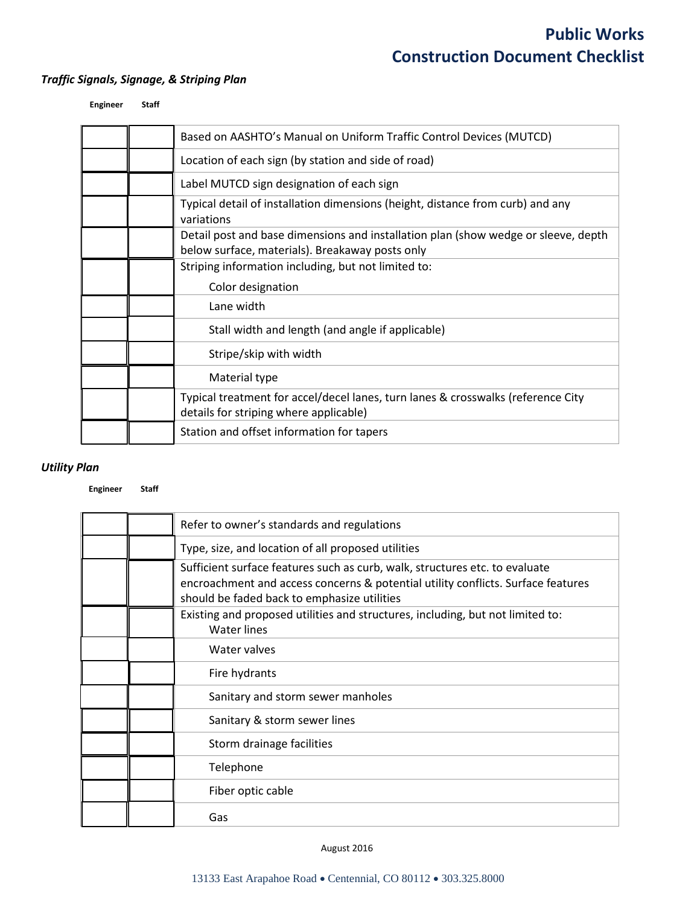# Public Works
# Construction Document Checklist

### *Traffic Signals, Signage, & Striping Plan*

| Engineer | Staff | |
|---|---|---|
| | | Based on AASHTO's Manual on Uniform Traffic Control Devices (MUTCD) |
| | | Location of each sign (by station and side of road) |
| | | Label MUTCD sign designation of each sign |
| | | Typical detail of installation dimensions (height, distance from curb) and any variations |
| | | Detail post and base dimensions and installation plan (show wedge or sleeve, depth below surface, materials). Breakaway posts only |
| | | Striping information including, but not limited to: Color designation |
| | | Lane width |
| | | Stall width and length (and angle if applicable) |
| | | Stripe/skip with width |
| | | Material type |
| | | Typical treatment for accel/decel lanes, turn lanes & crosswalks (reference City details for striping where applicable) |
| | | Station and offset information for tapers |

### *Utility Plan*

| Engineer | Staff | |
|---|---|---|
| | | Refer to owner's standards and regulations |
| | | Type, size, and location of all proposed utilities |
| | | Sufficient surface features such as curb, walk, structures etc. to evaluate encroachment and access concerns & potential utility conflicts. Surface features should be faded back to emphasize utilities |
| | | Existing and proposed utilities and structures, including, but not limited to: Water lines |
| | | Water valves |
| | | Fire hydrants |
| | | Sanitary and storm sewer manholes |
| | | Sanitary & storm sewer lines |
| | | Storm drainage facilities |
| | | Telephone |
| | | Fiber optic cable |
| | | Gas |

August 2016

13133 East Arapahoe Road • Centennial, CO 80112 • 303.325.8000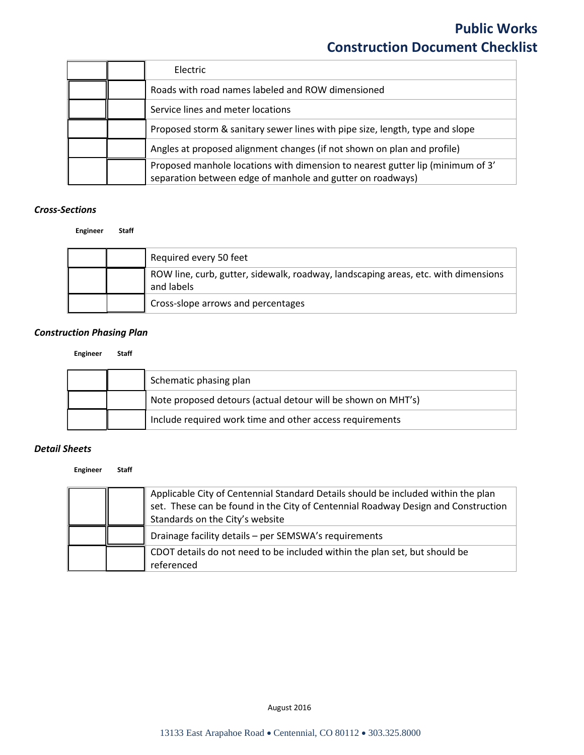| | | |
|---|---|---|
| | | Electric |
| | | Roads with road names labeled and ROW dimensioned |
| | | Service lines and meter locations |
| | | Proposed storm & sanitary sewer lines with pipe size, length, type and slope |
| | | Angles at proposed alignment changes (if not shown on plan and profile) |
| | | Proposed manhole locations with dimension to nearest gutter lip (minimum of 3' separation between edge of manhole and gutter on roadways) |

### *Cross-Sections*

| Engineer | Staff | |
|---|---|---|
| | | Required every 50 feet |
| | | ROW line, curb, gutter, sidewalk, roadway, landscaping areas, etc. with dimensions and labels |
| | | Cross-slope arrows and percentages |

### *Construction Phasing Plan*

| Engineer | Staff | |
|---|---|---|
| | | Schematic phasing plan |
| | | Note proposed detours (actual detour will be shown on MHT's) |
| | | Include required work time and other access requirements |

### *Detail Sheets*

| Engineer | Staff | |
|---|---|---|
| | | Applicable City of Centennial Standard Details should be included within the plan set. These can be found in the City of Centennial Roadway Design and Construction Standards on the City's website |
| | | Drainage facility details – per SEMSWA's requirements |
| | | CDOT details do not need to be included within the plan set, but should be referenced |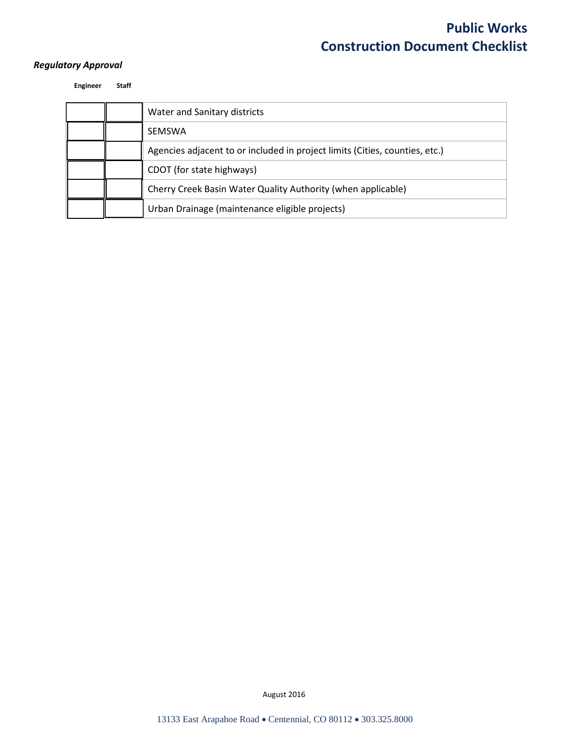*Regulatory Approval*

| Engineer | Staff | |
|---|---|---|
| | | Water and Sanitary districts |
| | | SEMSWA |
| | | Agencies adjacent to or included in project limits (Cities, counties, etc.) |
| | | CDOT (for state highways) |
| | | Cherry Creek Basin Water Quality Authority (when applicable) |
| | | Urban Drainage (maintenance eligible projects) |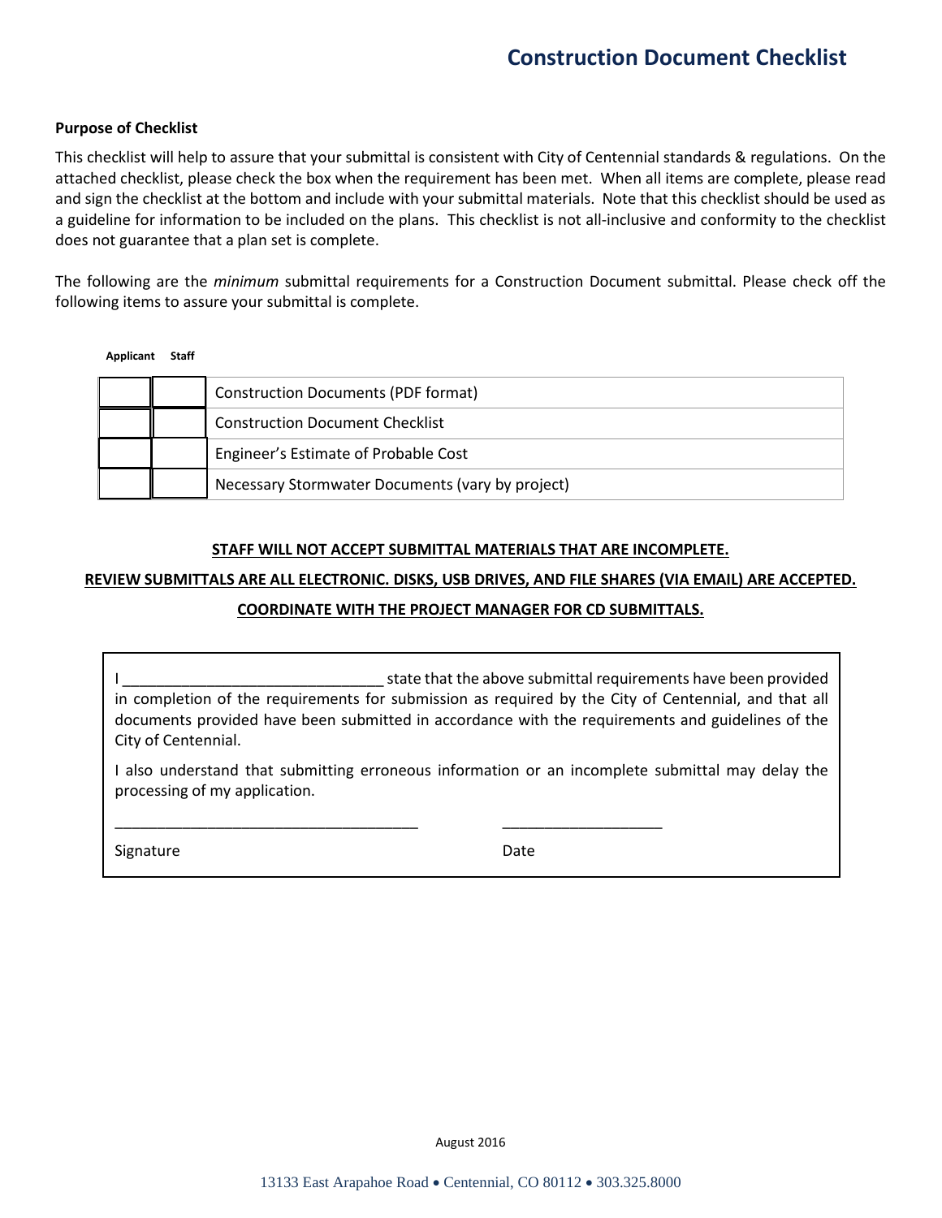# Construction Document Checklist

**Purpose of Checklist**

This checklist will help to assure that your submittal is consistent with City of Centennial standards & regulations. On the attached checklist, please check the box when the requirement has been met. When all items are complete, please read and sign the checklist at the bottom and include with your submittal materials. Note that this checklist should be used as a guideline for information to be included on the plans. This checklist is not all-inclusive and conformity to the checklist does not guarantee that a plan set is complete.

The following are the *minimum* submittal requirements for a Construction Document submittal. Please check off the following items to assure your submittal is complete.

| Applicant | Staff | |
|---|---|---|
| | | Construction Documents (PDF format) |
| | | Construction Document Checklist |
| | | Engineer's Estimate of Probable Cost |
| | | Necessary Stormwater Documents (vary by project) |

**STAFF WILL NOT ACCEPT SUBMITTAL MATERIALS THAT ARE INCOMPLETE.**

**REVIEW SUBMITTALS ARE ALL ELECTRONIC. DISKS, USB DRIVES, AND FILE SHARES (VIA EMAIL) ARE ACCEPTED.**

**COORDINATE WITH THE PROJECT MANAGER FOR CD SUBMITTALS.**

I _______________________________ state that the above submittal requirements have been provided in completion of the requirements for submission as required by the City of Centennial, and that all documents provided have been submitted in accordance with the requirements and guidelines of the City of Centennial.

I also understand that submitting erroneous information or an incomplete submittal may delay the processing of my application.

____________________________________ ___________________

Signature Date

August 2016

13133 East Arapahoe Road • Centennial, CO 80112 • 303.325.8000